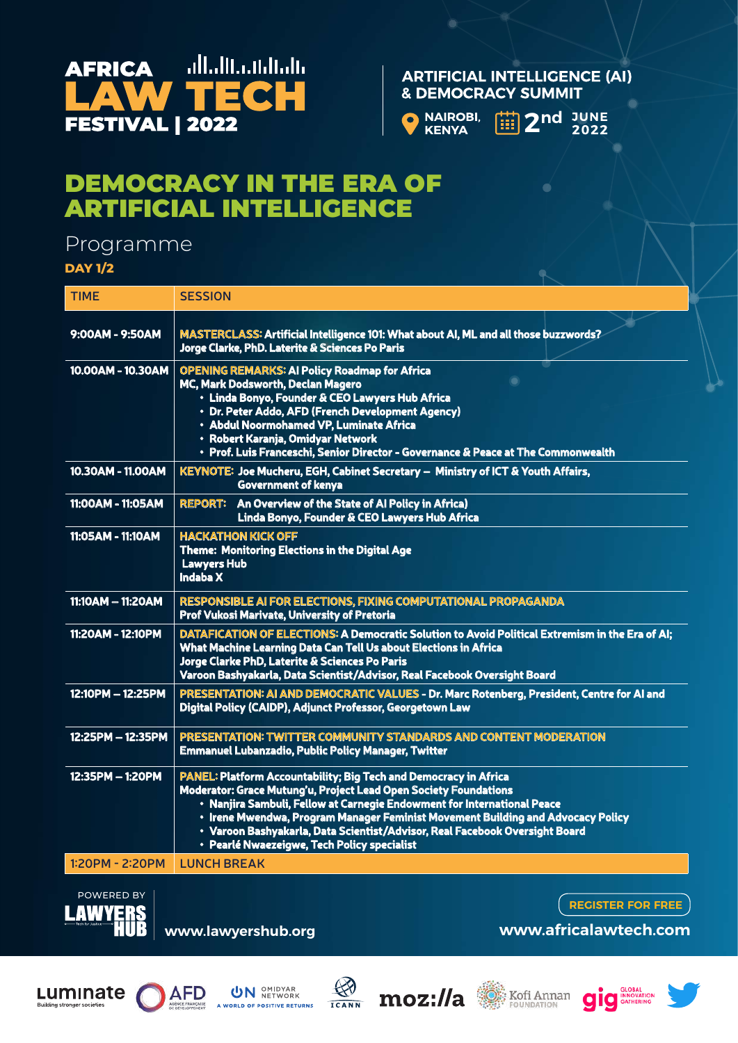# AFRICA LAW TECH FESTIVAL | 2022

## ARTIFICIAL INTELLIGENCE (AI) & DEMOCRACY SUMMIT

NAIROBI, KENYA | 2nd JUNE 2022

# DEMOCRACY IN THE ERA OF ARTIFICIAL INTELLIGENCE

## Programme

**DAY 1/2**

| TIME | SESSION |
|---|---|
| 9:00AM - 9:50AM | **MASTERCLASS:** Artificial Intelligence 101: What about AI, ML and all those buzzwords?<br>Jorge Clarke, PhD. Laterite & Sciences Po Paris |
| 10.00AM - 10.30AM | **OPENING REMARKS:** AI Policy Roadmap for Africa<br>MC, Mark Dodsworth, Declan Magero<br>• Linda Bonyo, Founder & CEO Lawyers Hub Africa<br>• Dr. Peter Addo, AFD (French Development Agency)<br>• Abdul Noormohamed VP, Luminate Africa<br>• Robert Karanja, Omidyar Network<br>• Prof. Luis Franceschi, Senior Director - Governance & Peace at The Commonwealth |
| 10.30AM - 11.00AM | **KEYNOTE:** Joe Mucheru, Cabinet Secretary – Ministry of ICT & Youth Affairs, Government of kenya |
| 11:00AM - 11:05AM | **REPORT:** An Overview of the State of AI Policy in Africa)<br>Linda Bonyo, Founder & CEO Lawyers Hub Africa |
| 11:05AM - 11:10AM | **HACKATHON KICK OFF**<br>Theme: Monitoring Elections in the Digital Age<br>Lawyers Hub<br>Indaba X |
| 11:10AM – 11:20AM | **RESPONSIBLE AI FOR ELECTIONS, FIXING COMPUTATIONAL PROPAGANDA**<br>Prof Vukosi Marivate, University of Pretoria |
| 11:20AM - 12:10PM | **DATAFICATION OF ELECTIONS:** A Democratic Solution to Avoid Political Extremism in the Era of AI; What Machine Learning Data Can Tell Us about Elections in Africa<br>Jorge Clarke PhD, Laterite & Sciences Po Paris<br>Varoon Bashyakarla, Data Scientist/Advisor, Real Facebook Oversight Board |
| 12:10PM – 12:25PM | **PRESENTATION: AI AND DEMOCRATIC VALUES** - Dr. Marc Rotenberg, President, Centre for AI and Digital Policy (CAIDP), Adjunct Professor, Georgetown Law |
| 12:25PM – 12:35PM | **PRESENTATION: TWITTER COMMUNITY STANDARDS AND CONTENT MODERATION**<br>Emmanuel Lubanzadio, Public Policy Manager, Twitter |
| 12:35PM – 1:20PM | **PANEL:** Platform Accountability; Big Tech and Democracy in Africa<br>Moderator: Grace Mutung'u, Project Lead Open Society Foundations<br>• Nanjira Sambuli, Fellow at Carnegie Endowment for International Peace<br>• Irene Mwendwa, Program Manager Feminist Movement Building and Advocacy Policy<br>• Varoon Bashyakarla, Data Scientist/Advisor, Real Facebook Oversight Board<br>• Pearlé Nwaezeigwe, Tech Policy specialist |
| 1:20PM - 2:20PM | LUNCH BREAK |

POWERED BY LAWYERS HUB — www.lawyershub.org

REGISTER FOR FREE — www.africalawtech.com

Luminate · AFD · Omidyar Network · ICANN · mozilla · Kofi Annan Foundation · gig Global Innovation Gathering · Twitter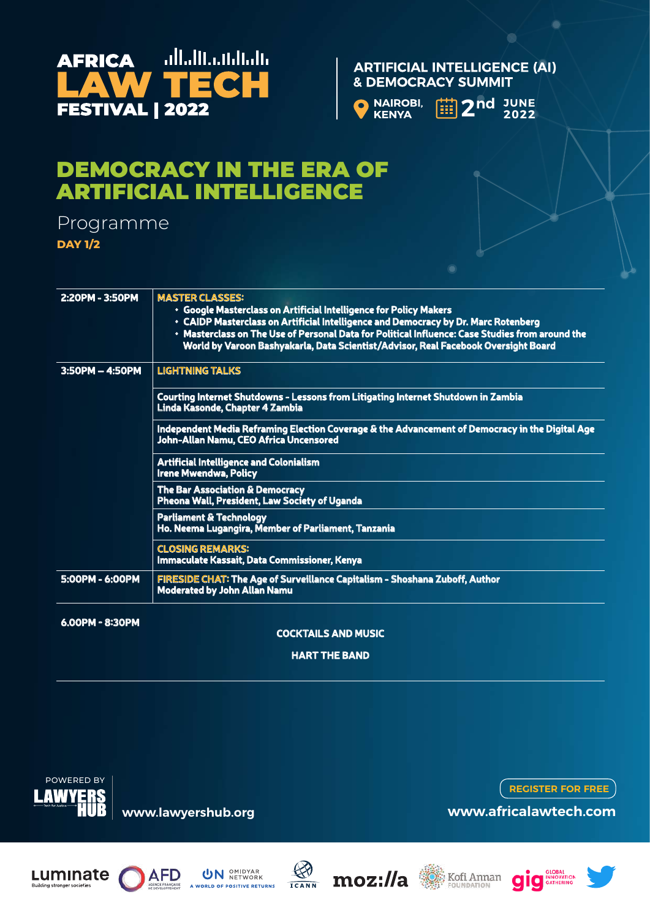# AFRICA LAW TECH FESTIVAL | 2022

**ARTIFICIAL INTELLIGENCE (AI) & DEMOCRACY SUMMIT**

NAIROBI, KENYA — 2nd JUNE 2022

## DEMOCRACY IN THE ERA OF ARTIFICIAL INTELLIGENCE

Programme

**DAY 1/2**

| | |
|---|---|
| **2:20PM - 3:50PM** | **MASTER CLASSES:**<br>• Google Masterclass on Artificial Intelligence for Policy Makers<br>• CAIDP Masterclass on Artificial Intelligence and Democracy by Dr. Marc Rotenberg<br>• Masterclass on The Use of Personal Data for Political Influence: Case Studies from around the World by Varoon Bashyakarla, Data Scientist/Advisor, Real Facebook Oversight Board |
| **3:50PM – 4:50PM** | **LIGHTNING TALKS** |
| | Courting Internet Shutdowns - Lessons from Litigating Internet Shutdown in Zambia<br>Linda Kasonde, Chapter 4 Zambia |
| | Independent Media Reframing Election Coverage & the Advancement of Democracy in the Digital Age<br>John-Allan Namu, CEO Africa Uncensored |
| | Artificial Intelligence and Colonialism<br>Irene Mwendwa, Policy |
| | The Bar Association & Democracy<br>Pheona Wall, President, Law Society of Uganda |
| | Parliament & Technology<br>Ho. Neema Lugangira, Member of Parliament, Tanzania |
| | **CLOSING REMARKS:**<br>Immaculate Kassait, Data Commissioner, Kenya |
| **5:00PM - 6:00PM** | **FIRESIDE CHAT:** The Age of Surveillance Capitalism - Shoshana Zuboff, Author<br>Moderated by John Allan Namu |
| **6.00PM - 8:30PM** | COCKTAILS AND MUSIC<br>HART THE BAND |

POWERED BY LAWYERS HUB — www.lawyershub.org

REGISTER FOR FREE — www.africalawtech.com

Luminate · AFD · Omidyar Network · ICANN · mozilla · Kofi Annan Foundation · gig Global Innovation Gathering